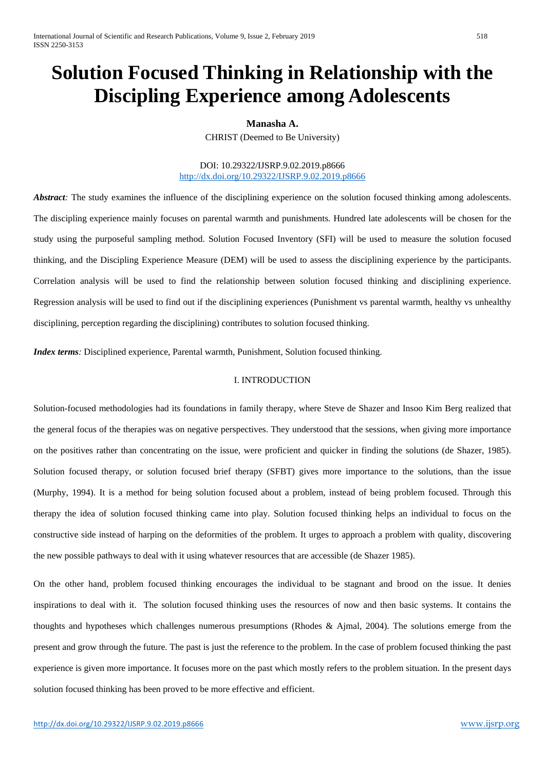# Solution Focused Thinking in Relationship with the Discipling Experience among Adolescents

**Manasha A.**

CHRIST (Deemed to Be University)

DOI: 10.29322/IJSRP.9.02.2019.p8666
http://dx.doi.org/10.29322/IJSRP.9.02.2019.p8666

***Abstract:*** The study examines the influence of the disciplining experience on the solution focused thinking among adolescents. The discipling experience mainly focuses on parental warmth and punishments. Hundred late adolescents will be chosen for the study using the purposeful sampling method. Solution Focused Inventory (SFI) will be used to measure the solution focused thinking, and the Discipling Experience Measure (DEM) will be used to assess the disciplining experience by the participants. Correlation analysis will be used to find the relationship between solution focused thinking and disciplining experience. Regression analysis will be used to find out if the disciplining experiences (Punishment vs parental warmth, healthy vs unhealthy disciplining, perception regarding the disciplining) contributes to solution focused thinking.

***Index terms:*** Disciplined experience, Parental warmth, Punishment, Solution focused thinking.

## I. INTRODUCTION

Solution-focused methodologies had its foundations in family therapy, where Steve de Shazer and Insoo Kim Berg realized that the general focus of the therapies was on negative perspectives. They understood that the sessions, when giving more importance on the positives rather than concentrating on the issue, were proficient and quicker in finding the solutions (de Shazer, 1985). Solution focused therapy, or solution focused brief therapy (SFBT) gives more importance to the solutions, than the issue (Murphy, 1994). It is a method for being solution focused about a problem, instead of being problem focused. Through this therapy the idea of solution focused thinking came into play. Solution focused thinking helps an individual to focus on the constructive side instead of harping on the deformities of the problem. It urges to approach a problem with quality, discovering the new possible pathways to deal with it using whatever resources that are accessible (de Shazer 1985).

On the other hand, problem focused thinking encourages the individual to be stagnant and brood on the issue. It denies inspirations to deal with it. The solution focused thinking uses the resources of now and then basic systems. It contains the thoughts and hypotheses which challenges numerous presumptions (Rhodes & Ajmal, 2004). The solutions emerge from the present and grow through the future. The past is just the reference to the problem. In the case of problem focused thinking the past experience is given more importance. It focuses more on the past which mostly refers to the problem situation. In the present days solution focused thinking has been proved to be more effective and efficient.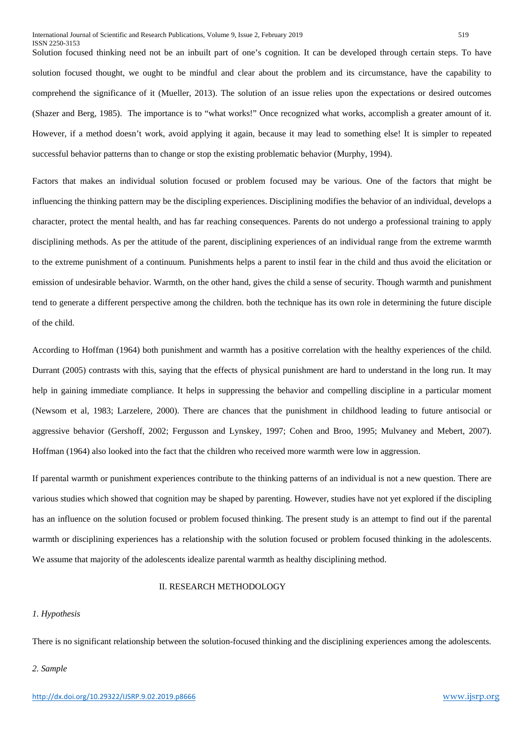Solution focused thinking need not be an inbuilt part of one's cognition. It can be developed through certain steps. To have solution focused thought, we ought to be mindful and clear about the problem and its circumstance, have the capability to comprehend the significance of it (Mueller, 2013). The solution of an issue relies upon the expectations or desired outcomes (Shazer and Berg, 1985). The importance is to "what works!" Once recognized what works, accomplish a greater amount of it. However, if a method doesn't work, avoid applying it again, because it may lead to something else! It is simpler to repeated successful behavior patterns than to change or stop the existing problematic behavior (Murphy, 1994).

Factors that makes an individual solution focused or problem focused may be various. One of the factors that might be influencing the thinking pattern may be the discipling experiences. Disciplining modifies the behavior of an individual, develops a character, protect the mental health, and has far reaching consequences. Parents do not undergo a professional training to apply disciplining methods. As per the attitude of the parent, disciplining experiences of an individual range from the extreme warmth to the extreme punishment of a continuum. Punishments helps a parent to instil fear in the child and thus avoid the elicitation or emission of undesirable behavior. Warmth, on the other hand, gives the child a sense of security. Though warmth and punishment tend to generate a different perspective among the children. both the technique has its own role in determining the future disciple of the child.

According to Hoffman (1964) both punishment and warmth has a positive correlation with the healthy experiences of the child. Durrant (2005) contrasts with this, saying that the effects of physical punishment are hard to understand in the long run. It may help in gaining immediate compliance. It helps in suppressing the behavior and compelling discipline in a particular moment (Newsom et al, 1983; Larzelere, 2000). There are chances that the punishment in childhood leading to future antisocial or aggressive behavior (Gershoff, 2002; Fergusson and Lynskey, 1997; Cohen and Broo, 1995; Mulvaney and Mebert, 2007). Hoffman (1964) also looked into the fact that the children who received more warmth were low in aggression.

If parental warmth or punishment experiences contribute to the thinking patterns of an individual is not a new question. There are various studies which showed that cognition may be shaped by parenting. However, studies have not yet explored if the discipling has an influence on the solution focused or problem focused thinking. The present study is an attempt to find out if the parental warmth or disciplining experiences has a relationship with the solution focused or problem focused thinking in the adolescents. We assume that majority of the adolescents idealize parental warmth as healthy disciplining method.

## II. RESEARCH METHODOLOGY

### *1. Hypothesis*

There is no significant relationship between the solution-focused thinking and the disciplining experiences among the adolescents.

### *2. Sample*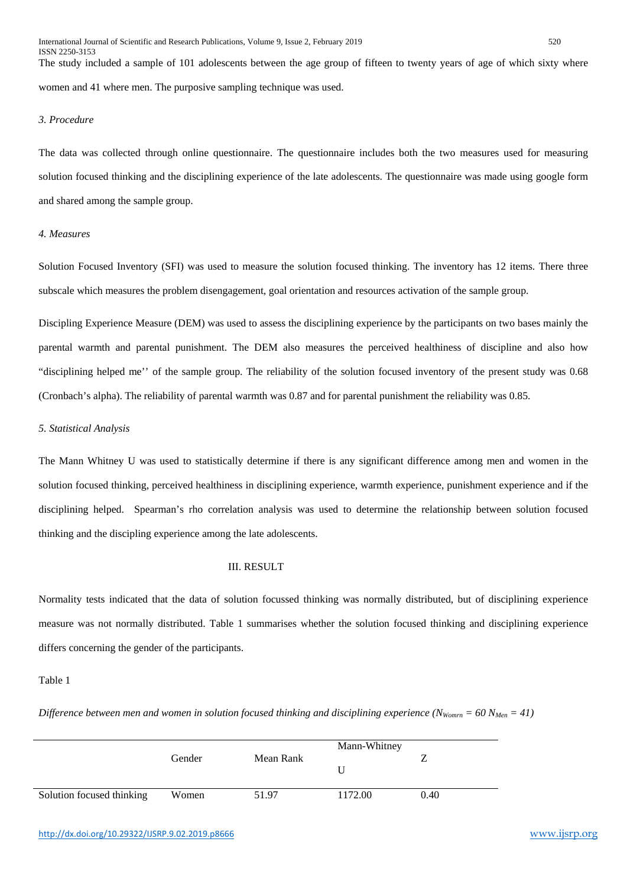The study included a sample of 101 adolescents between the age group of fifteen to twenty years of age of which sixty where women and 41 where men. The purposive sampling technique was used.

### *3. Procedure*

The data was collected through online questionnaire. The questionnaire includes both the two measures used for measuring solution focused thinking and the disciplining experience of the late adolescents. The questionnaire was made using google form and shared among the sample group.

### *4. Measures*

Solution Focused Inventory (SFI) was used to measure the solution focused thinking. The inventory has 12 items. There three subscale which measures the problem disengagement, goal orientation and resources activation of the sample group.

Discipling Experience Measure (DEM) was used to assess the disciplining experience by the participants on two bases mainly the parental warmth and parental punishment. The DEM also measures the perceived healthiness of discipline and also how "disciplining helped me'' of the sample group. The reliability of the solution focused inventory of the present study was 0.68 (Cronbach's alpha). The reliability of parental warmth was 0.87 and for parental punishment the reliability was 0.85.

### *5. Statistical Analysis*

The Mann Whitney U was used to statistically determine if there is any significant difference among men and women in the solution focused thinking, perceived healthiness in disciplining experience, warmth experience, punishment experience and if the disciplining helped. Spearman's rho correlation analysis was used to determine the relationship between solution focused thinking and the discipling experience among the late adolescents.

## III. RESULT

Normality tests indicated that the data of solution focussed thinking was normally distributed, but of disciplining experience measure was not normally distributed. Table 1 summarises whether the solution focused thinking and disciplining experience differs concerning the gender of the participants.

Table 1

*Difference between men and women in solution focused thinking and disciplining experience ($N_{Womrn}$ = 60 $N_{Men}$ = 41)*

| | Gender | Mean Rank | Mann-Whitney U | Z |
|---|---|---|---|---|
| Solution focused thinking | Women | 51.97 | 1172.00 | 0.40 |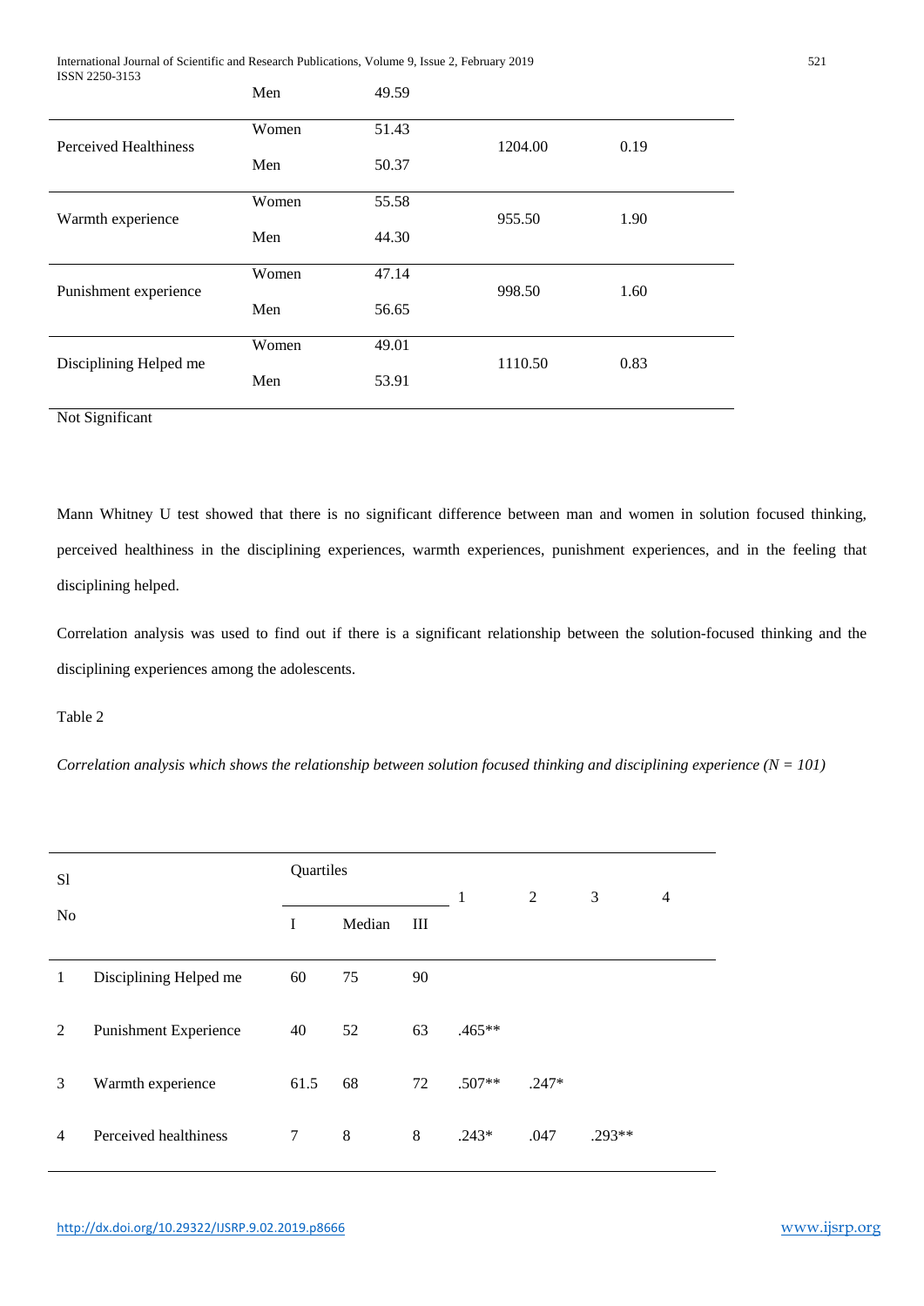| | | | | |
|---|---|---|---|---|
| | Men | 49.59 | | |
| Perceived Healthiness | Women | 51.43 | 1204.00 | 0.19 |
| | Men | 50.37 | | |
| Warmth experience | Women | 55.58 | 955.50 | 1.90 |
| | Men | 44.30 | | |
| Punishment experience | Women | 47.14 | 998.50 | 1.60 |
| | Men | 56.65 | | |
| Disciplining Helped me | Women | 49.01 | 1110.50 | 0.83 |
| | Men | 53.91 | | |

Not Significant

Mann Whitney U test showed that there is no significant difference between man and women in solution focused thinking, perceived healthiness in the disciplining experiences, warmth experiences, punishment experiences, and in the feeling that disciplining helped.

Correlation analysis was used to find out if there is a significant relationship between the solution-focused thinking and the disciplining experiences among the adolescents.

Table 2

*Correlation analysis which shows the relationship between solution focused thinking and disciplining experience (N = 101)*

| Sl No | | Quartiles | | | 1 | 2 | 3 | 4 |
|---|---|---|---|---|---|---|---|---|
| | | I | Median | III | | | | |
| 1 | Disciplining Helped me | 60 | 75 | 90 | | | | |
| 2 | Punishment Experience | 40 | 52 | 63 | .465** | | | |
| 3 | Warmth experience | 61.5 | 68 | 72 | .507** | .247* | | |
| 4 | Perceived healthiness | 7 | 8 | 8 | .243* | .047 | .293** | |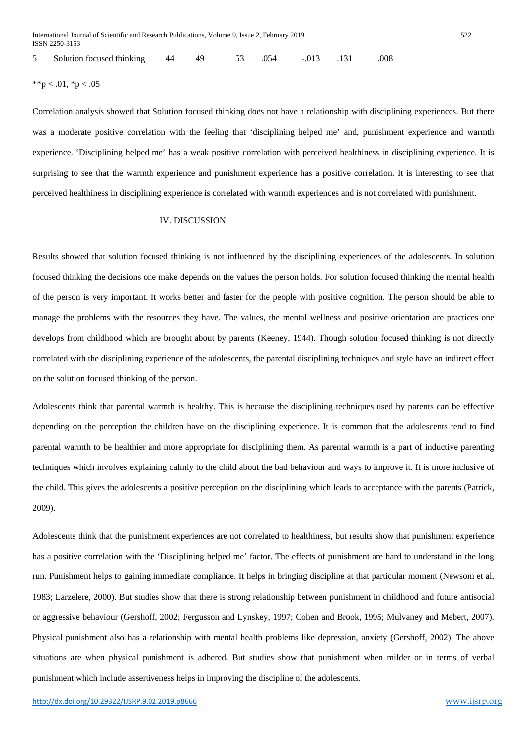| 5 | Solution focused thinking | 44 | 49 | 53 | .054 | -.013 | .131 | .008 |
|---|---|---|---|---|---|---|---|---|

**p < .01, *p < .05

Correlation analysis showed that Solution focused thinking does not have a relationship with disciplining experiences. But there was a moderate positive correlation with the feeling that 'disciplining helped me' and, punishment experience and warmth experience. 'Disciplining helped me' has a weak positive correlation with perceived healthiness in disciplining experience. It is surprising to see that the warmth experience and punishment experience has a positive correlation. It is interesting to see that perceived healthiness in disciplining experience is correlated with warmth experiences and is not correlated with punishment.

## IV. DISCUSSION

Results showed that solution focused thinking is not influenced by the disciplining experiences of the adolescents. In solution focused thinking the decisions one make depends on the values the person holds. For solution focused thinking the mental health of the person is very important. It works better and faster for the people with positive cognition. The person should be able to manage the problems with the resources they have. The values, the mental wellness and positive orientation are practices one develops from childhood which are brought about by parents (Keeney, 1944). Though solution focused thinking is not directly correlated with the disciplining experience of the adolescents, the parental disciplining techniques and style have an indirect effect on the solution focused thinking of the person.

Adolescents think that parental warmth is healthy. This is because the disciplining techniques used by parents can be effective depending on the perception the children have on the disciplining experience. It is common that the adolescents tend to find parental warmth to be healthier and more appropriate for disciplining them. As parental warmth is a part of inductive parenting techniques which involves explaining calmly to the child about the bad behaviour and ways to improve it. It is more inclusive of the child. This gives the adolescents a positive perception on the disciplining which leads to acceptance with the parents (Patrick, 2009).

Adolescents think that the punishment experiences are not correlated to healthiness, but results show that punishment experience has a positive correlation with the 'Disciplining helped me' factor. The effects of punishment are hard to understand in the long run. Punishment helps to gaining immediate compliance. It helps in bringing discipline at that particular moment (Newsom et al, 1983; Larzelere, 2000). But studies show that there is strong relationship between punishment in childhood and future antisocial or aggressive behaviour (Gershoff, 2002; Fergusson and Lynskey, 1997; Cohen and Brook, 1995; Mulvaney and Mebert, 2007). Physical punishment also has a relationship with mental health problems like depression, anxiety (Gershoff, 2002). The above situations are when physical punishment is adhered. But studies show that punishment when milder or in terms of verbal punishment which include assertiveness helps in improving the discipline of the adolescents.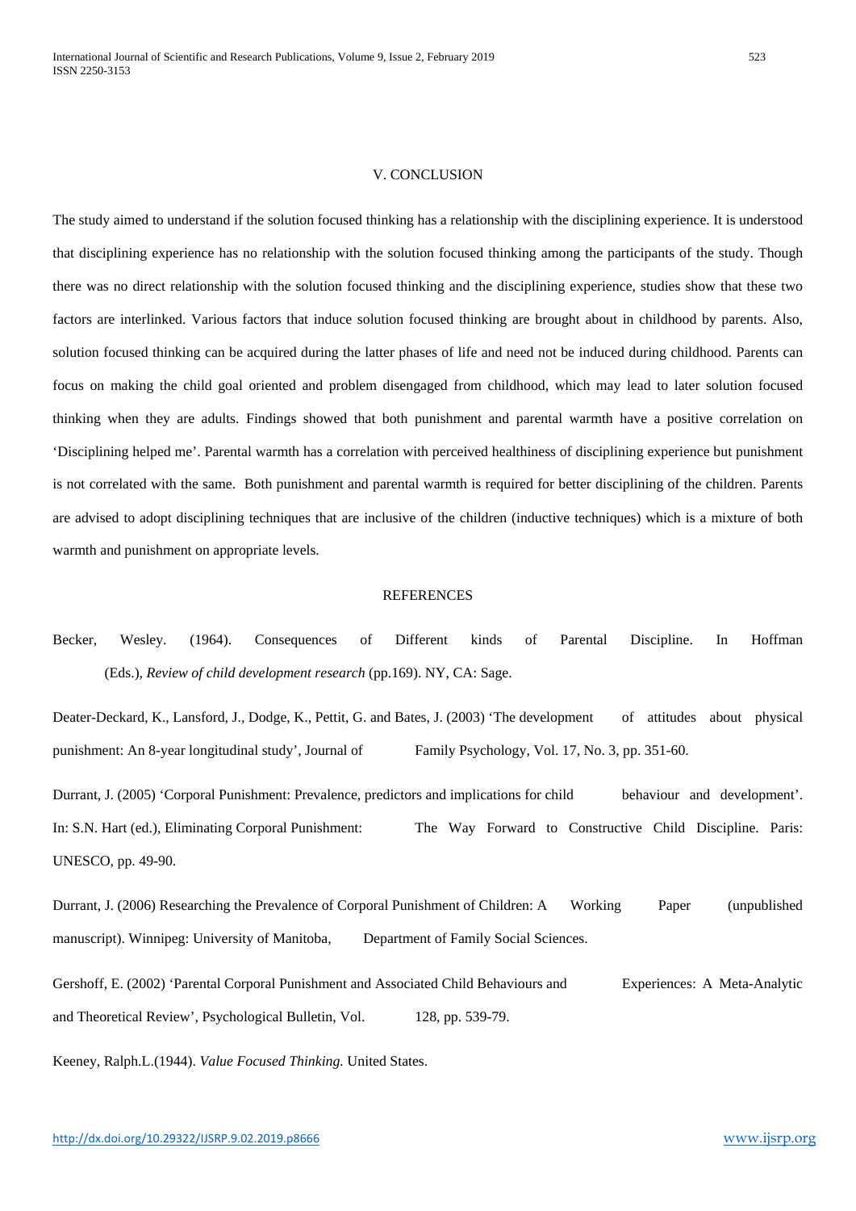## V. CONCLUSION

The study aimed to understand if the solution focused thinking has a relationship with the disciplining experience. It is understood that disciplining experience has no relationship with the solution focused thinking among the participants of the study. Though there was no direct relationship with the solution focused thinking and the disciplining experience, studies show that these two factors are interlinked. Various factors that induce solution focused thinking are brought about in childhood by parents. Also, solution focused thinking can be acquired during the latter phases of life and need not be induced during childhood. Parents can focus on making the child goal oriented and problem disengaged from childhood, which may lead to later solution focused thinking when they are adults. Findings showed that both punishment and parental warmth have a positive correlation on 'Disciplining helped me'. Parental warmth has a correlation with perceived healthiness of disciplining experience but punishment is not correlated with the same. Both punishment and parental warmth is required for better disciplining of the children. Parents are advised to adopt disciplining techniques that are inclusive of the children (inductive techniques) which is a mixture of both warmth and punishment on appropriate levels.

## REFERENCES

Becker, Wesley. (1964). Consequences of Different kinds of Parental Discipline. In Hoffman (Eds.), *Review of child development research* (pp.169). NY, CA: Sage.

Deater-Deckard, K., Lansford, J., Dodge, K., Pettit, G. and Bates, J. (2003) 'The development of attitudes about physical punishment: An 8-year longitudinal study', Journal of Family Psychology, Vol. 17, No. 3, pp. 351-60.

Durrant, J. (2005) 'Corporal Punishment: Prevalence, predictors and implications for child behaviour and development'. In: S.N. Hart (ed.), Eliminating Corporal Punishment: The Way Forward to Constructive Child Discipline. Paris: UNESCO, pp. 49-90.

Durrant, J. (2006) Researching the Prevalence of Corporal Punishment of Children: A Working Paper (unpublished manuscript). Winnipeg: University of Manitoba, Department of Family Social Sciences.

Gershoff, E. (2002) 'Parental Corporal Punishment and Associated Child Behaviours and Experiences: A Meta-Analytic and Theoretical Review', Psychological Bulletin, Vol. 128, pp. 539-79.

Keeney, Ralph.L.(1944). *Value Focused Thinking.* United States.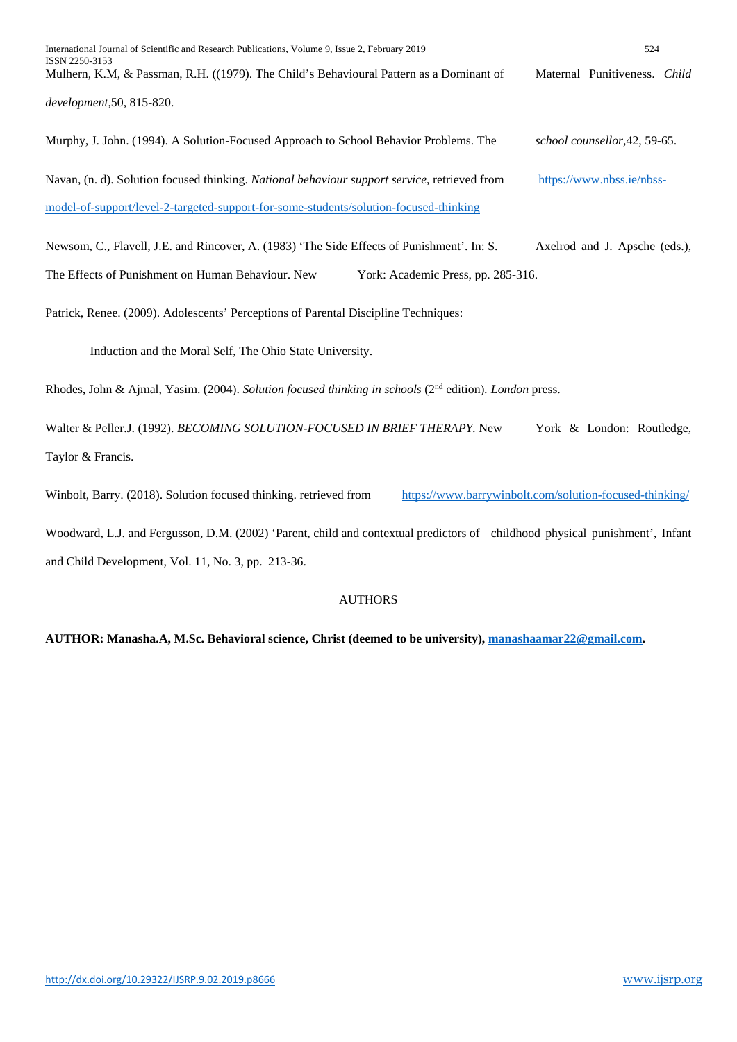Mulhern, K.M, & Passman, R.H. ((1979). The Child's Behavioural Pattern as a Dominant of Maternal Punitiveness. *Child development*,50, 815-820.

Murphy, J. John. (1994). A Solution-Focused Approach to School Behavior Problems. The *school counsellor*,42, 59-65.

Navan, (n. d). Solution focused thinking. *National behaviour support service*, retrieved from https://www.nbss.ie/nbss-model-of-support/level-2-targeted-support-for-some-students/solution-focused-thinking

Newsom, C., Flavell, J.E. and Rincover, A. (1983) 'The Side Effects of Punishment'. In: S. Axelrod and J. Apsche (eds.), The Effects of Punishment on Human Behaviour. New York: Academic Press, pp. 285-316.

Patrick, Renee. (2009). Adolescents' Perceptions of Parental Discipline Techniques:

Induction and the Moral Self, The Ohio State University.

Rhodes, John & Ajmal, Yasim. (2004). *Solution focused thinking in schools* (2nd edition)*. London* press.

Walter & Peller.J. (1992). *BECOMING SOLUTION-FOCUSED IN BRIEF THERAPY*. New York & London: Routledge, Taylor & Francis.

Winbolt, Barry. (2018). Solution focused thinking. retrieved from https://www.barrywinbolt.com/solution-focused-thinking/

Woodward, L.J. and Fergusson, D.M. (2002) 'Parent, child and contextual predictors of childhood physical punishment', Infant and Child Development, Vol. 11, No. 3, pp. 213-36.

## AUTHORS

**AUTHOR: Manasha.A, M.Sc. Behavioral science, Christ (deemed to be university), manashaamar22@gmail.com.**